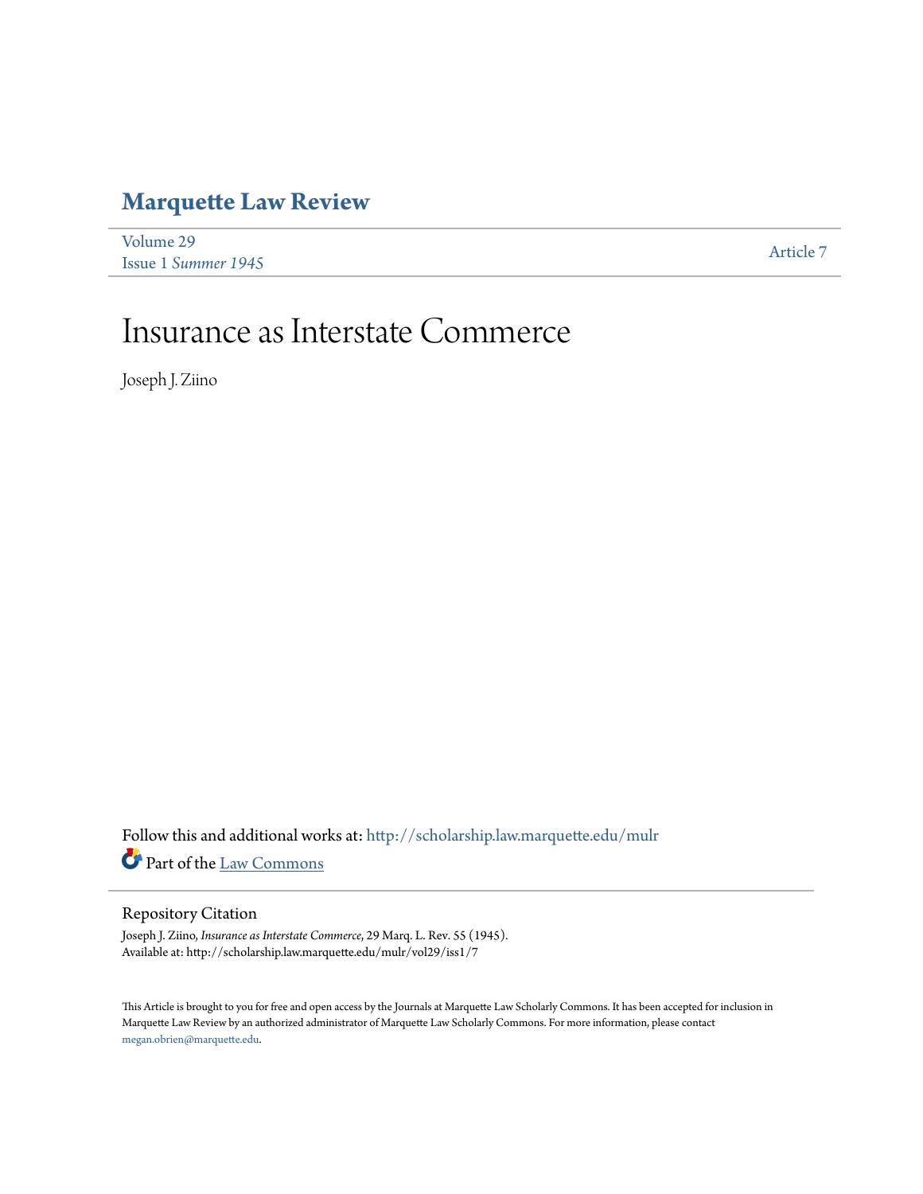# Marquette Law Review

Volume 29
Issue 1 *Summer 1945*

Article 7

# Insurance as Interstate Commerce

Joseph J. Ziino

Follow this and additional works at: http://scholarship.law.marquette.edu/mulr

Part of the Law Commons

## Repository Citation

Joseph J. Ziino, *Insurance as Interstate Commerce*, 29 Marq. L. Rev. 55 (1945).
Available at: http://scholarship.law.marquette.edu/mulr/vol29/iss1/7

This Article is brought to you for free and open access by the Journals at Marquette Law Scholarly Commons. It has been accepted for inclusion in Marquette Law Review by an authorized administrator of Marquette Law Scholarly Commons. For more information, please contact megan.obrien@marquette.edu.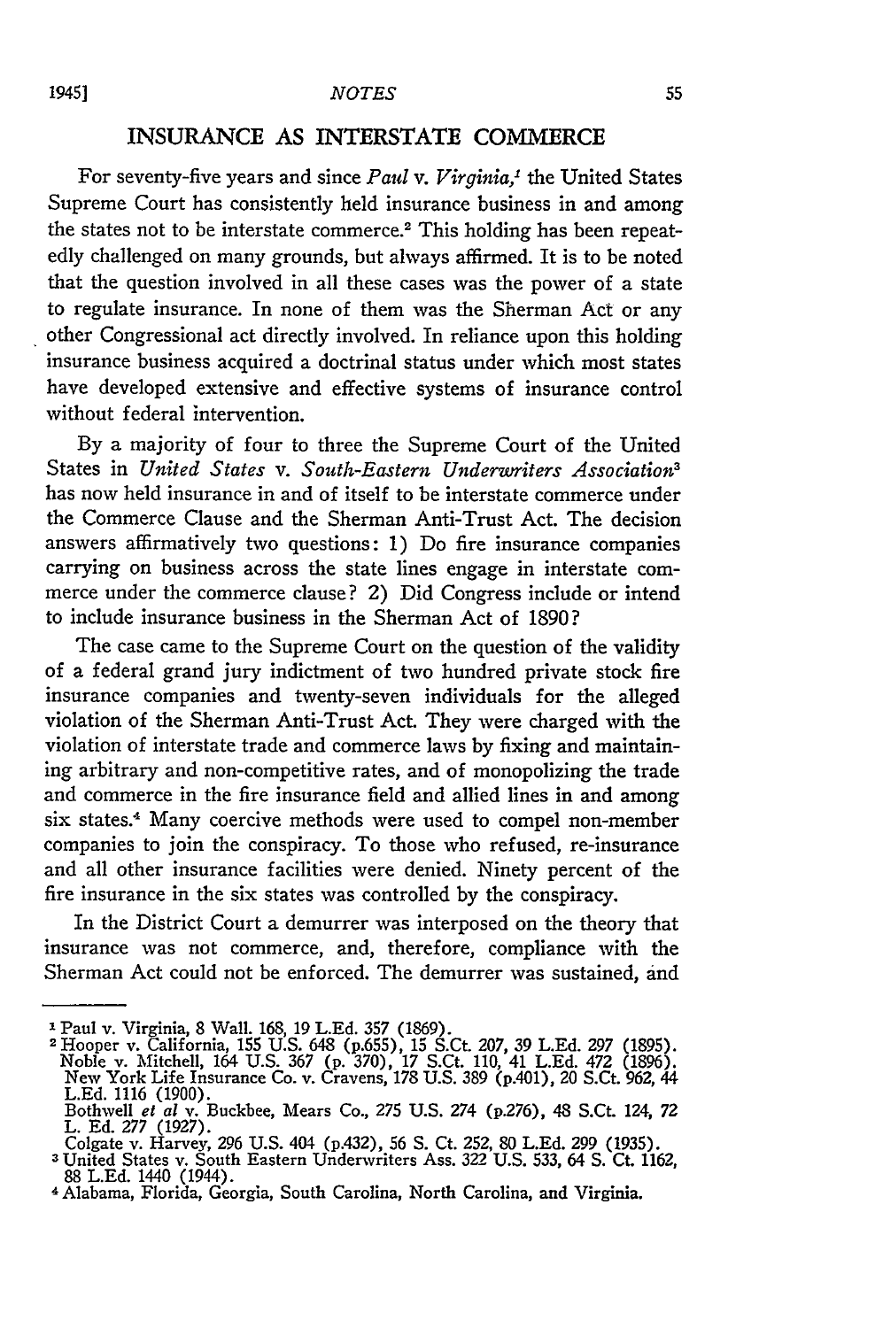## INSURANCE AS INTERSTATE COMMERCE

For seventy-five years and since *Paul* v. *Virginia*,[1] the United States Supreme Court has consistently held insurance business in and among the states not to be interstate commerce.[2] This holding has been repeatedly challenged on many grounds, but always affirmed. It is to be noted that the question involved in all these cases was the power of a state to regulate insurance. In none of them was the Sherman Act or any other Congressional act directly involved. In reliance upon this holding insurance business acquired a doctrinal status under which most states have developed extensive and effective systems of insurance control without federal intervention.

By a majority of four to three the Supreme Court of the United States in *United States* v. *South-Eastern Underwriters Association*[3] has now held insurance in and of itself to be interstate commerce under the Commerce Clause and the Sherman Anti-Trust Act. The decision answers affirmatively two questions: 1) Do fire insurance companies carrying on business across the state lines engage in interstate commerce under the commerce clause? 2) Did Congress include or intend to include insurance business in the Sherman Act of 1890?

The case came to the Supreme Court on the question of the validity of a federal grand jury indictment of two hundred private stock fire insurance companies and twenty-seven individuals for the alleged violation of the Sherman Anti-Trust Act. They were charged with the violation of interstate trade and commerce laws by fixing and maintaining arbitrary and non-competitive rates, and of monopolizing the trade and commerce in the fire insurance field and allied lines in and among six states.[4] Many coercive methods were used to compel non-member companies to join the conspiracy. To those who refused, re-insurance and all other insurance facilities were denied. Ninety percent of the fire insurance in the six states was controlled by the conspiracy.

In the District Court a demurrer was interposed on the theory that insurance was not commerce, and, therefore, compliance with the Sherman Act could not be enforced. The demurrer was sustained, and

---

[1] Paul v. Virginia, 8 Wall. 168, 19 L.Ed. 357 (1869).

[2] Hooper v. California, 155 U.S. 648 (p.655), 15 S.Ct. 207, 39 L.Ed. 297 (1895).
Noble v. Mitchell, 164 U.S. 367 (p. 370), 17 S.Ct. 110, 41 L.Ed. 472 (1896).
New York Life Insurance Co. v. Cravens, 178 U.S. 389 (p.401), 20 S.Ct. 962, 44 L.Ed. 1116 (1900).
Bothwell *et al* v. Buckbee, Mears Co., 275 U.S. 274 (p.276), 48 S.Ct. 124, 72 L. Ed. 277 (1927).
Colgate v. Harvey, 296 U.S. 404 (p.432), 56 S. Ct. 252, 80 L.Ed. 299 (1935).

[3] United States v. South Eastern Underwriters Ass. 322 U.S. 533, 64 S. Ct. 1162, 88 L.Ed. 1440 (1944).

[4] Alabama, Florida, Georgia, South Carolina, North Carolina, and Virginia.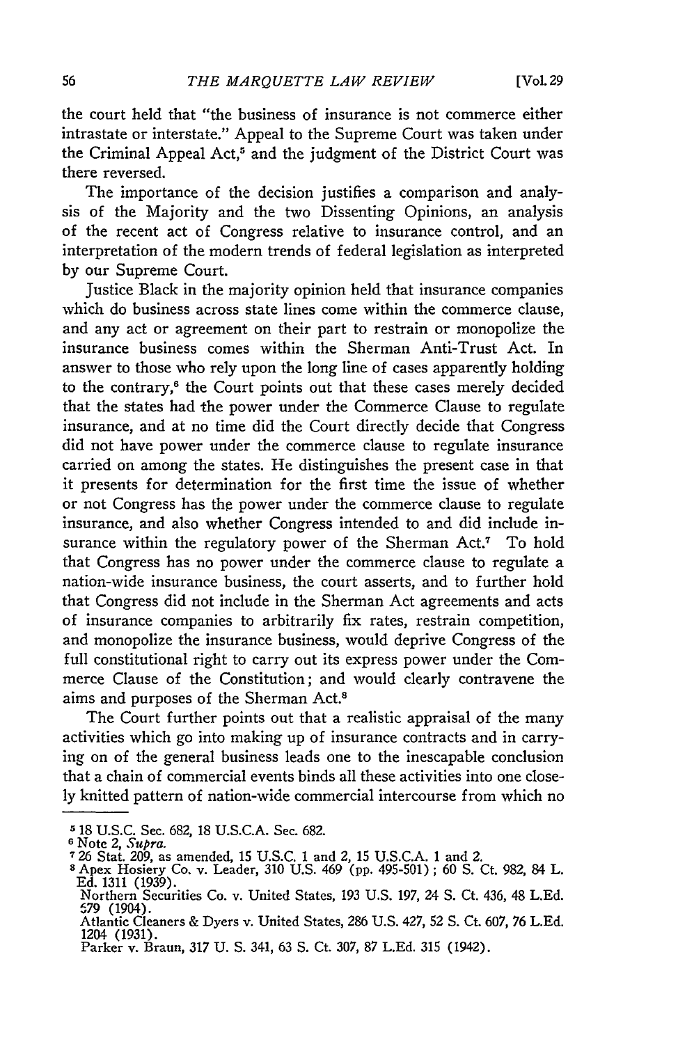the court held that "the business of insurance is not commerce either intrastate or interstate." Appeal to the Supreme Court was taken under the Criminal Appeal Act,[5] and the judgment of the District Court was there reversed.

The importance of the decision justifies a comparison and analysis of the Majority and the two Dissenting Opinions, an analysis of the recent act of Congress relative to insurance control, and an interpretation of the modern trends of federal legislation as interpreted by our Supreme Court.

Justice Black in the majority opinion held that insurance companies which do business across state lines come within the commerce clause, and any act or agreement on their part to restrain or monopolize the insurance business comes within the Sherman Anti-Trust Act. In answer to those who rely upon the long line of cases apparently holding to the contrary,[6] the Court points out that these cases merely decided that the states had the power under the Commerce Clause to regulate insurance, and at no time did the Court directly decide that Congress did not have power under the commerce clause to regulate insurance carried on among the states. He distinguishes the present case in that it presents for determination for the first time the issue of whether or not Congress has the power under the commerce clause to regulate insurance, and also whether Congress intended to and did include insurance within the regulatory power of the Sherman Act.[7] To hold that Congress has no power under the commerce clause to regulate a nation-wide insurance business, the court asserts, and to further hold that Congress did not include in the Sherman Act agreements and acts of insurance companies to arbitrarily fix rates, restrain competition, and monopolize the insurance business, would deprive Congress of the full constitutional right to carry out its express power under the Commerce Clause of the Constitution; and would clearly contravene the aims and purposes of the Sherman Act.[8]

The Court further points out that a realistic appraisal of the many activities which go into making up of insurance contracts and in carrying on of the general business leads one to the inescapable conclusion that a chain of commercial events binds all these activities into one closely knitted pattern of nation-wide commercial intercourse from which no

---

[5] 18 U.S.C. Sec. 682, 18 U.S.C.A. Sec. 682.

[6] Note 2, *Supra.*

[7] 26 Stat. 209, as amended, 15 U.S.C. 1 and 2, 15 U.S.C.A. 1 and 2.

[8] Apex Hosiery Co. v. Leader, 310 U.S. 469 (pp. 495-501); 60 S. Ct. 982, 84 L. Ed. 1311 (1939).
Northern Securities Co. v. United States, 193 U.S. 197, 24 S. Ct. 436, 48 L.Ed. 679 (1904).
Atlantic Cleaners & Dyers v. United States, 286 U.S. 427, 52 S. Ct. 607, 76 L.Ed. 1204 (1931).
Parker v. Braun, 317 U. S. 341, 63 S. Ct. 307, 87 L.Ed. 315 (1942).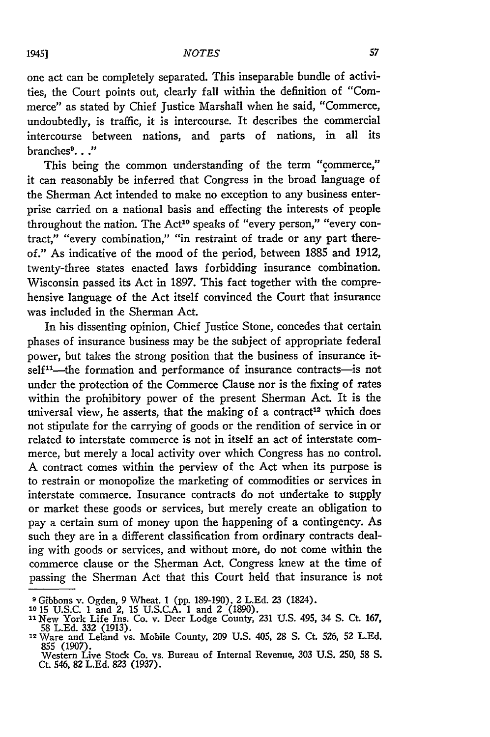one act can be completely separated. This inseparable bundle of activities, the Court points out, clearly fall within the definition of "Commerce" as stated by Chief Justice Marshall when he said, "Commerce, undoubtedly, is traffic, it is intercourse. It describes the commercial intercourse between nations, and parts of nations, in all its branches[9]. . ."

This being the common understanding of the term "commerce," it can reasonably be inferred that Congress in the broad language of the Sherman Act intended to make no exception to any business enterprise carried on a national basis and effecting the interests of people throughout the nation. The Act[10] speaks of "every person," "every contract," "every combination," "in restraint of trade or any part thereof." As indicative of the mood of the period, between 1885 and 1912, twenty-three states enacted laws forbidding insurance combination. Wisconsin passed its Act in 1897. This fact together with the comprehensive language of the Act itself convinced the Court that insurance was included in the Sherman Act.

In his dissenting opinion, Chief Justice Stone, concedes that certain phases of insurance business may be the subject of appropriate federal power, but takes the strong position that the business of insurance itself[11]—the formation and performance of insurance contracts—is not under the protection of the Commerce Clause nor is the fixing of rates within the prohibitory power of the present Sherman Act. It is the universal view, he asserts, that the making of a contract[12] which does not stipulate for the carrying of goods or the rendition of service in or related to interstate commerce is not in itself an act of interstate commerce, but merely a local activity over which Congress has no control. A contract comes within the perview of the Act when its purpose is to restrain or monopolize the marketing of commodities or services in interstate commerce. Insurance contracts do not undertake to supply or market these goods or services, but merely create an obligation to pay a certain sum of money upon the happening of a contingency. As such they are in a different classification from ordinary contracts dealing with goods or services, and without more, do not come within the commerce clause or the Sherman Act. Congress knew at the time of passing the Sherman Act that this Court held that insurance is not

---

[9] Gibbons v. Ogden, 9 Wheat. 1 (pp. 189-190), 2 L.Ed. 23 (1824).

[10] 15 U.S.C. 1 and 2, 15 U.S.C.A. 1 and 2 (1890).

[11] New York Life Ins. Co. v. Deer Lodge County, 231 U.S. 495, 34 S. Ct. 167, 58 L.Ed. 332 (1913).

[12] Ware and Leland vs. Mobile County, 209 U.S. 405, 28 S. Ct. 526, 52 L.Ed. 855 (1907).
Western Live Stock Co. vs. Bureau of Internal Revenue, 303 U.S. 250, 58 S. Ct. 546, 82 L.Ed. 823 (1937).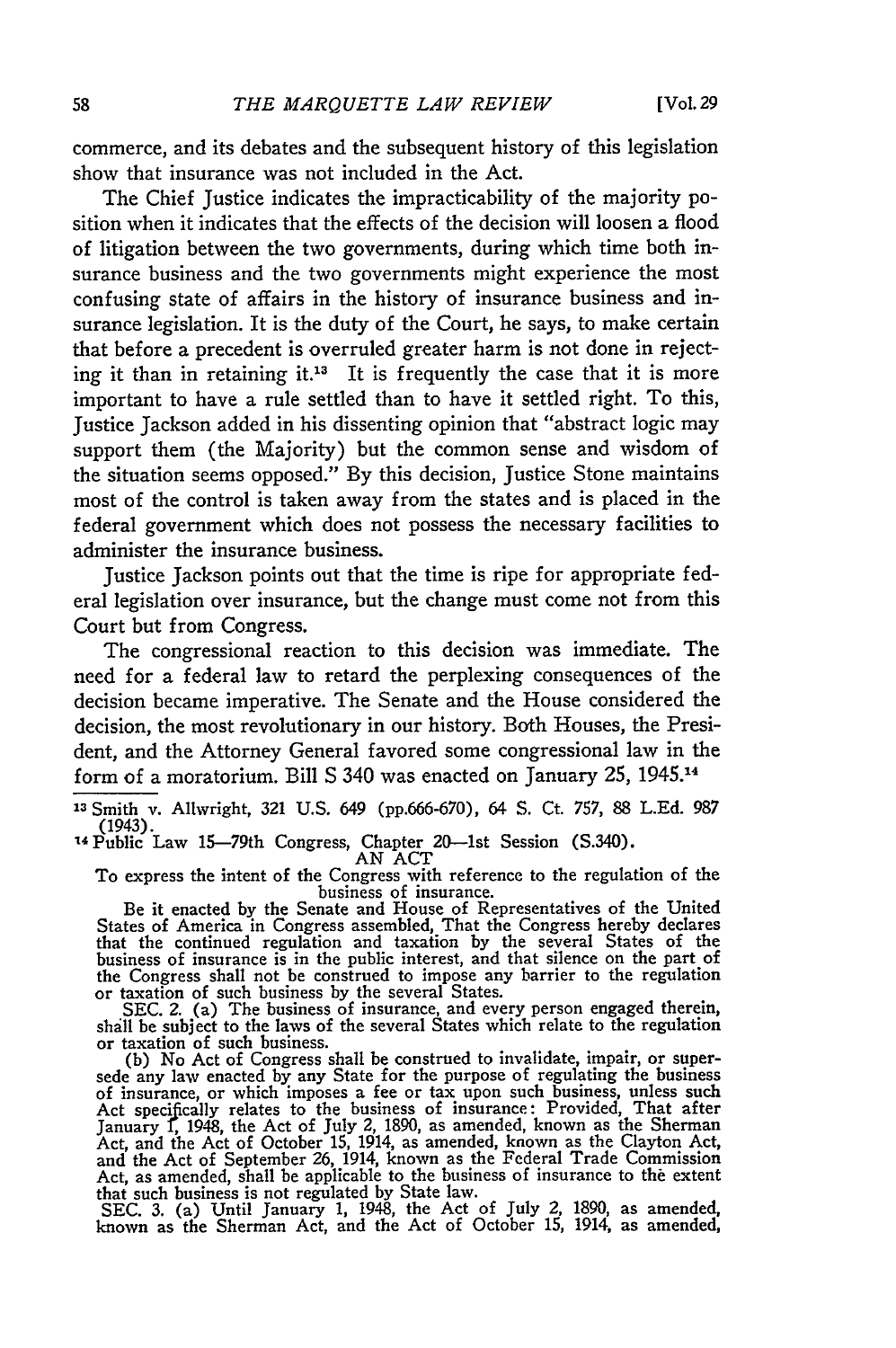commerce, and its debates and the subsequent history of this legislation show that insurance was not included in the Act.

The Chief Justice indicates the impracticability of the majority position when it indicates that the effects of the decision will loosen a flood of litigation between the two governments, during which time both insurance business and the two governments might experience the most confusing state of affairs in the history of insurance business and insurance legislation. It is the duty of the Court, he says, to make certain that before a precedent is overruled greater harm is not done in rejecting it than in retaining it.[13] It is frequently the case that it is more important to have a rule settled than to have it settled right. To this, Justice Jackson added in his dissenting opinion that "abstract logic may support them (the Majority) but the common sense and wisdom of the situation seems opposed." By this decision, Justice Stone maintains most of the control is taken away from the states and is placed in the federal government which does not possess the necessary facilities to administer the insurance business.

Justice Jackson points out that the time is ripe for appropriate federal legislation over insurance, but the change must come not from this Court but from Congress.

The congressional reaction to this decision was immediate. The need for a federal law to retard the perplexing consequences of the decision became imperative. The Senate and the House considered the decision, the most revolutionary in our history. Both Houses, the President, and the Attorney General favored some congressional law in the form of a moratorium. Bill S 340 was enacted on January 25, 1945.[14]

---

[13] Smith v. Allwright, 321 U.S. 649 (pp.666-670), 64 S. Ct. 757, 88 L.Ed. 987 (1943).

[14] Public Law 15—79th Congress, Chapter 20—1st Session (S.340).

AN ACT

To express the intent of the Congress with reference to the regulation of the business of insurance.

Be it enacted by the Senate and House of Representatives of the United States of America in Congress assembled, That the Congress hereby declares that the continued regulation and taxation by the several States of the business of insurance is in the public interest, and that silence on the part of the Congress shall not be construed to impose any barrier to the regulation or taxation of such business by the several States.

SEC. 2. (a) The business of insurance, and every person engaged therein, shall be subject to the laws of the several States which relate to the regulation or taxation of such business.

(b) No Act of Congress shall be construed to invalidate, impair, or supersede any law enacted by any State for the purpose of regulating the business of insurance, or which imposes a fee or tax upon such business, unless such Act specifically relates to the business of insurance: Provided, That after January 1, 1948, the Act of July 2, 1890, as amended, known as the Sherman Act, and the Act of October 15, 1914, as amended, known as the Clayton Act, and the Act of September 26, 1914, known as the Federal Trade Commission Act, as amended, shall be applicable to the business of insurance to the extent that such business is not regulated by State law.

SEC. 3. (a) Until January 1, 1948, the Act of July 2, 1890, as amended, known as the Sherman Act, and the Act of October 15, 1914, as amended,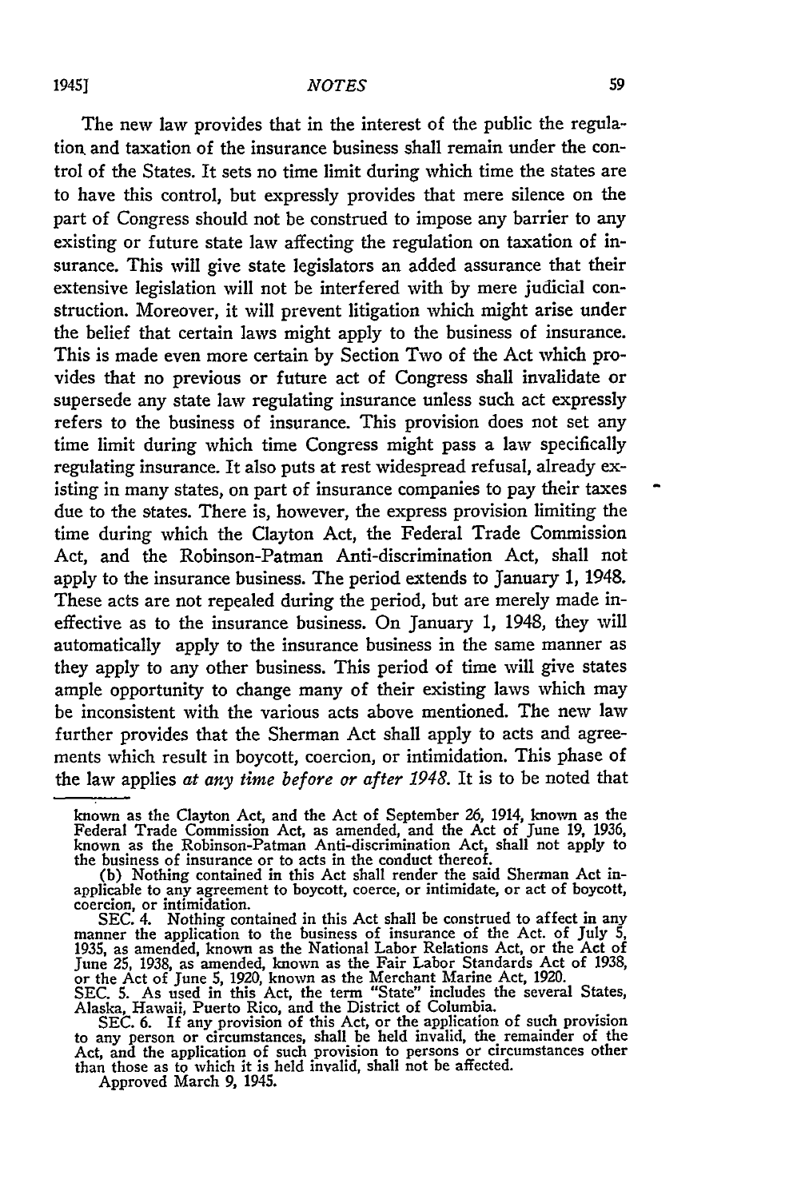The new law provides that in the interest of the public the regulation and taxation of the insurance business shall remain under the control of the States. It sets no time limit during which time the states are to have this control, but expressly provides that mere silence on the part of Congress should not be construed to impose any barrier to any existing or future state law affecting the regulation on taxation of insurance. This will give state legislators an added assurance that their extensive legislation will not be interfered with by mere judicial construction. Moreover, it will prevent litigation which might arise under the belief that certain laws might apply to the business of insurance. This is made even more certain by Section Two of the Act which provides that no previous or future act of Congress shall invalidate or supersede any state law regulating insurance unless such act expressly refers to the business of insurance. This provision does not set any time limit during which time Congress might pass a law specifically regulating insurance. It also puts at rest widespread refusal, already existing in many states, on part of insurance companies to pay their taxes due to the states. There is, however, the express provision limiting the time during which the Clayton Act, the Federal Trade Commission Act, and the Robinson-Patman Anti-discrimination Act, shall not apply to the insurance business. The period extends to January 1, 1948. These acts are not repealed during the period, but are merely made ineffective as to the insurance business. On January 1, 1948, they will automatically apply to the insurance business in the same manner as they apply to any other business. This period of time will give states ample opportunity to change many of their existing laws which may be inconsistent with the various acts above mentioned. The new law further provides that the Sherman Act shall apply to acts and agreements which result in boycott, coercion, or intimidation. This phase of the law applies *at any time before or after 1948.* It is to be noted that

---

known as the Clayton Act, and the Act of September 26, 1914, known as the Federal Trade Commission Act, as amended, and the Act of June 19, 1936, known as the Robinson-Patman Anti-discrimination Act, shall not apply to the business of insurance or to acts in the conduct thereof.

(b) Nothing contained in this Act shall render the said Sherman Act inapplicable to any agreement to boycott, coerce, or intimidate, or act of boycott, coercion, or intimidation.

SEC. 4. Nothing contained in this Act shall be construed to affect in any manner the application to the business of insurance of the Act of July 5, 1935, as amended, known as the National Labor Relations Act, or the Act of June 25, 1938, as amended, known as the Fair Labor Standards Act of 1938, or the Act of June 5, 1920, known as the Merchant Marine Act, 1920.

SEC. 5. As used in this Act, the term "State" includes the several States, Alaska, Hawaii, Puerto Rico, and the District of Columbia.

SEC. 6. If any provision of this Act, or the application of such provision to any person or circumstances, shall be held invalid, the remainder of the Act, and the application of such provision to persons or circumstances other than those as to which it is held invalid, shall not be affected.

Approved March 9, 1945.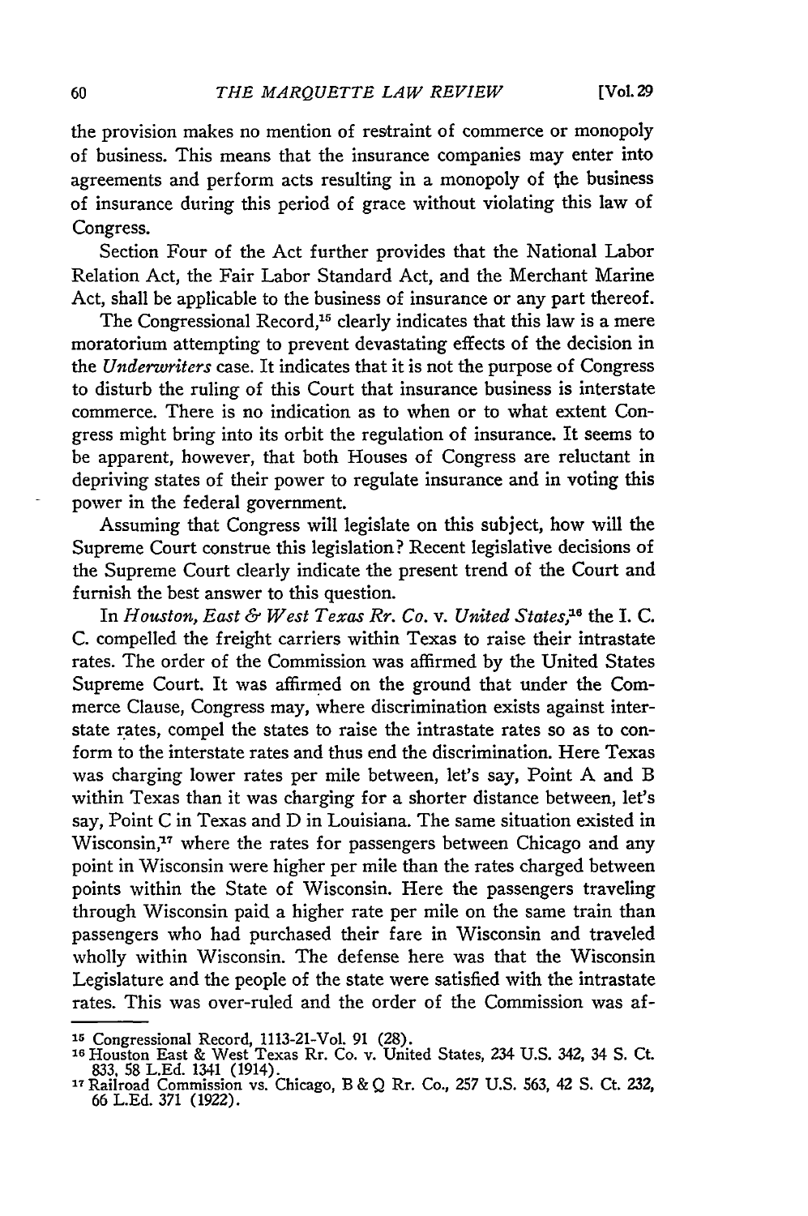the provision makes no mention of restraint of commerce or monopoly of business. This means that the insurance companies may enter into agreements and perform acts resulting in a monopoly of the business of insurance during this period of grace without violating this law of Congress.

Section Four of the Act further provides that the National Labor Relation Act, the Fair Labor Standard Act, and the Merchant Marine Act, shall be applicable to the business of insurance or any part thereof.

The Congressional Record,[15] clearly indicates that this law is a mere moratorium attempting to prevent devastating effects of the decision in the *Underwriters* case. It indicates that it is not the purpose of Congress to disturb the ruling of this Court that insurance business is interstate commerce. There is no indication as to when or to what extent Congress might bring into its orbit the regulation of insurance. It seems to be apparent, however, that both Houses of Congress are reluctant in depriving states of their power to regulate insurance and in voting this power in the federal government.

Assuming that Congress will legislate on this subject, how will the Supreme Court construe this legislation? Recent legislative decisions of the Supreme Court clearly indicate the present trend of the Court and furnish the best answer to this question.

In *Houston, East & West Texas Rr. Co. v. United States*,[16] the I. C. C. compelled the freight carriers within Texas to raise their intrastate rates. The order of the Commission was affirmed by the United States Supreme Court. It was affirmed on the ground that under the Commerce Clause, Congress may, where discrimination exists against interstate rates, compel the states to raise the intrastate rates so as to conform to the interstate rates and thus end the discrimination. Here Texas was charging lower rates per mile between, let's say, Point A and B within Texas than it was charging for a shorter distance between, let's say, Point C in Texas and D in Louisiana. The same situation existed in Wisconsin,[17] where the rates for passengers between Chicago and any point in Wisconsin were higher per mile than the rates charged between points within the State of Wisconsin. Here the passengers traveling through Wisconsin paid a higher rate per mile on the same train than passengers who had purchased their fare in Wisconsin and traveled wholly within Wisconsin. The defense here was that the Wisconsin Legislature and the people of the state were satisfied with the intrastate rates. This was over-ruled and the order of the Commission was af-

---

[15] Congressional Record, 1113-21-Vol. 91 (28).

[16] Houston East & West Texas Rr. Co. v. United States, 234 U.S. 342, 34 S. Ct. 833, 58 L.Ed. 1341 (1914).

[17] Railroad Commission vs. Chicago, B & Q Rr. Co., 257 U.S. 563, 42 S. Ct. 232, 66 L.Ed. 371 (1922).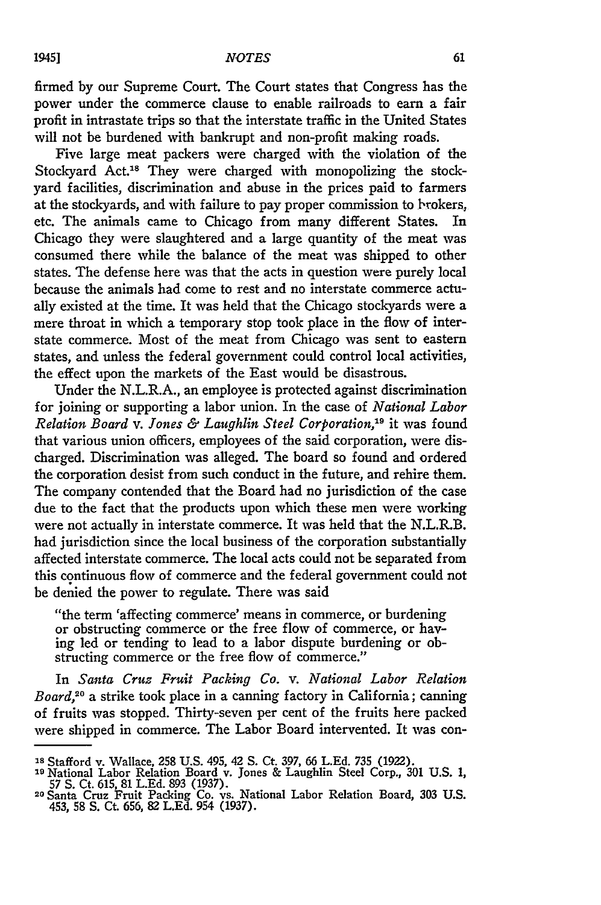firmed by our Supreme Court. The Court states that Congress has the power under the commerce clause to enable railroads to earn a fair profit in intrastate trips so that the interstate traffic in the United States will not be burdened with bankrupt and non-profit making roads.

Five large meat packers were charged with the violation of the Stockyard Act.[18] They were charged with monopolizing the stockyard facilities, discrimination and abuse in the prices paid to farmers at the stockyards, and with failure to pay proper commission to brokers, etc. The animals came to Chicago from many different States. In Chicago they were slaughtered and a large quantity of the meat was consumed there while the balance of the meat was shipped to other states. The defense here was that the acts in question were purely local because the animals had come to rest and no interstate commerce actually existed at the time. It was held that the Chicago stockyards were a mere throat in which a temporary stop took place in the flow of interstate commerce. Most of the meat from Chicago was sent to eastern states, and unless the federal government could control local activities, the effect upon the markets of the East would be disastrous.

Under the N.L.R.A., an employee is protected against discrimination for joining or supporting a labor union. In the case of *National Labor Relation Board* v. *Jones & Laughlin Steel Corporation*,[19] it was found that various union officers, employees of the said corporation, were discharged. Discrimination was alleged. The board so found and ordered the corporation desist from such conduct in the future, and rehire them. The company contended that the Board had no jurisdiction of the case due to the fact that the products upon which these men were working were not actually in interstate commerce. It was held that the N.L.R.B. had jurisdiction since the local business of the corporation substantially affected interstate commerce. The local acts could not be separated from this continuous flow of commerce and the federal government could not be denied the power to regulate. There was said

> "the term 'affecting commerce' means in commerce, or burdening or obstructing commerce or the free flow of commerce, or having led or tending to lead to a labor dispute burdening or obstructing commerce or the free flow of commerce."

In *Santa Cruz Fruit Packing Co.* v. *National Labor Relation Board*,[20] a strike took place in a canning factory in California; canning of fruits was stopped. Thirty-seven per cent of the fruits here packed were shipped in commerce. The Labor Board intervented. It was con-

---

[18] Stafford v. Wallace, 258 U.S. 495, 42 S. Ct. 397, 66 L.Ed. 735 (1922).

[19] National Labor Relation Board v. Jones & Laughlin Steel Corp., 301 U.S. 1, 57 S. Ct. 615, 81 L.Ed. 893 (1937).

[20] Santa Cruz Fruit Packing Co. vs. National Labor Relation Board, 303 U.S. 453, 58 S. Ct. 656, 82 L.Ed. 954 (1937).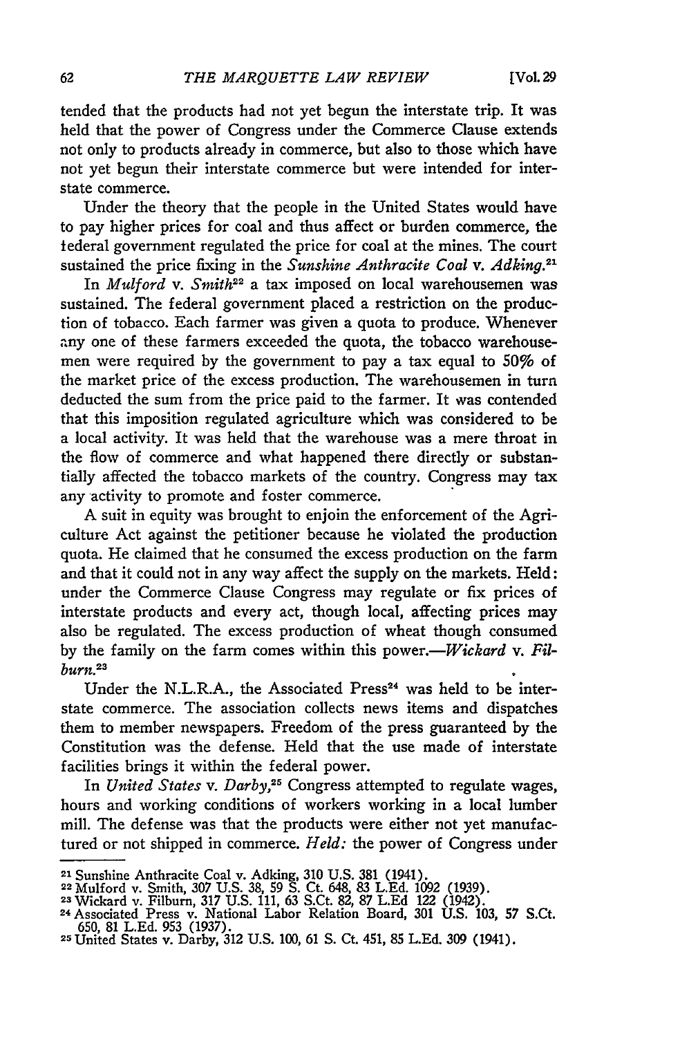tended that the products had not yet begun the interstate trip. It was held that the power of Congress under the Commerce Clause extends not only to products already in commerce, but also to those which have not yet begun their interstate commerce but were intended for interstate commerce.

Under the theory that the people in the United States would have to pay higher prices for coal and thus affect or burden commerce, the federal government regulated the price for coal at the mines. The court sustained the price fixing in the *Sunshine Anthracite Coal* v. *Adking.*[21]

In *Mulford* v. *Smith*[22] a tax imposed on local warehousemen was sustained. The federal government placed a restriction on the production of tobacco. Each farmer was given a quota to produce. Whenever any one of these farmers exceeded the quota, the tobacco warehousemen were required by the government to pay a tax equal to 50% of the market price of the excess production. The warehousemen in turn deducted the sum from the price paid to the farmer. It was contended that this imposition regulated agriculture which was considered to be a local activity. It was held that the warehouse was a mere throat in the flow of commerce and what happened there directly or substantially affected the tobacco markets of the country. Congress may tax any activity to promote and foster commerce.

A suit in equity was brought to enjoin the enforcement of the Agriculture Act against the petitioner because he violated the production quota. He claimed that he consumed the excess production on the farm and that it could not in any way affect the supply on the markets. Held: under the Commerce Clause Congress may regulate or fix prices of interstate products and every act, though local, affecting prices may also be regulated. The excess production of wheat though consumed by the family on the farm comes within this power.—*Wickard* v. *Filburn.*[23]

Under the N.L.R.A., the Associated Press[24] was held to be interstate commerce. The association collects news items and dispatches them to member newspapers. Freedom of the press guaranteed by the Constitution was the defense. Held that the use made of interstate facilities brings it within the federal power.

In *United States* v. *Darby,*[25] Congress attempted to regulate wages, hours and working conditions of workers working in a local lumber mill. The defense was that the products were either not yet manufactured or not shipped in commerce. *Held:* the power of Congress under

---

[21] Sunshine Anthracite Coal v. Adking, 310 U.S. 381 (1941).
[22] Mulford v. Smith, 307 U.S. 38, 59 S. Ct. 648, 83 L.Ed. 1092 (1939).
[23] Wickard v. Filburn, 317 U.S. 111, 63 S.Ct. 82, 87 L.Ed 122 (1942).
[24] Associated Press v. National Labor Relation Board, 301 U.S. 103, 57 S.Ct. 650, 81 L.Ed. 953 (1937).
[25] United States v. Darby, 312 U.S. 100, 61 S. Ct. 451, 85 L.Ed. 309 (1941).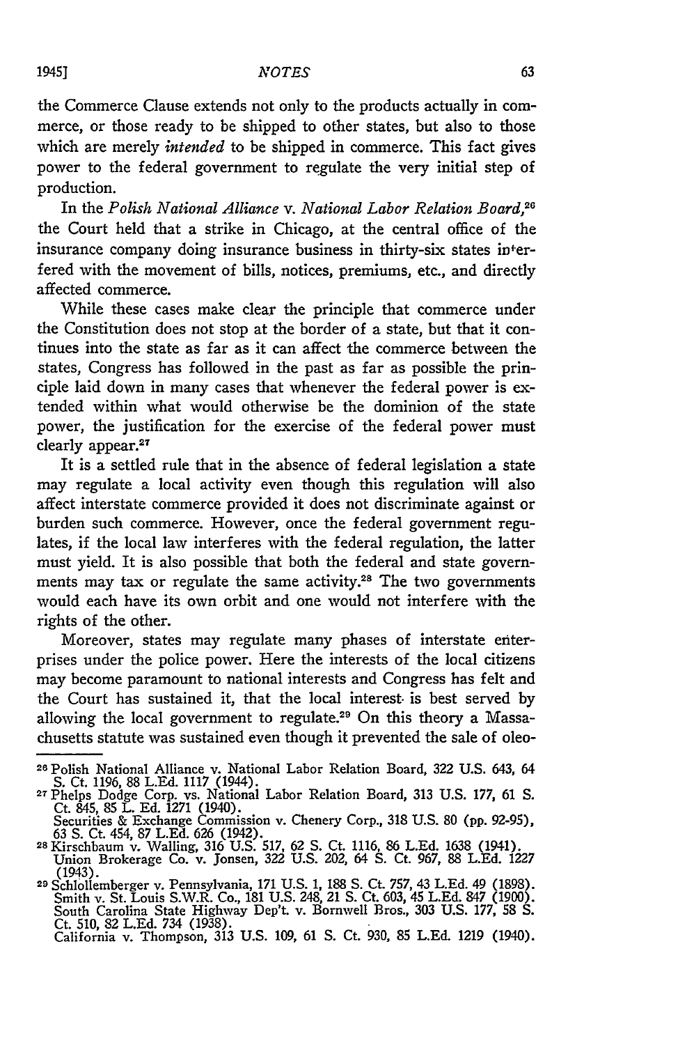the Commerce Clause extends not only to the products actually in commerce, or those ready to be shipped to other states, but also to those which are merely *intended* to be shipped in commerce. This fact gives power to the federal government to regulate the very initial step of production.

In the *Polish National Alliance* v. *National Labor Relation Board*,[26] the Court held that a strike in Chicago, at the central office of the insurance company doing insurance business in thirty-six states interfered with the movement of bills, notices, premiums, etc., and directly affected commerce.

While these cases make clear the principle that commerce under the Constitution does not stop at the border of a state, but that it continues into the state as far as it can affect the commerce between the states, Congress has followed in the past as far as possible the principle laid down in many cases that whenever the federal power is extended within what would otherwise be the dominion of the state power, the justification for the exercise of the federal power must clearly appear.[27]

It is a settled rule that in the absence of federal legislation a state may regulate a local activity even though this regulation will also affect interstate commerce provided it does not discriminate against or burden such commerce. However, once the federal government regulates, if the local law interferes with the federal regulation, the latter must yield. It is also possible that both the federal and state governments may tax or regulate the same activity.[28] The two governments would each have its own orbit and one would not interfere with the rights of the other.

Moreover, states may regulate many phases of interstate enterprises under the police power. Here the interests of the local citizens may become paramount to national interests and Congress has felt and the Court has sustained it, that the local interest is best served by allowing the local government to regulate.[29] On this theory a Massachusetts statute was sustained even though it prevented the sale of oleo-

---

[26] Polish National Alliance v. National Labor Relation Board, 322 U.S. 643, 64 S. Ct. 1196, 88 L.Ed. 1117 (1944).

[27] Phelps Dodge Corp. vs. National Labor Relation Board, 313 U.S. 177, 61 S. Ct. 845, 85 L. Ed. 1271 (1940).
Securities & Exchange Commission v. Chenery Corp., 318 U.S. 80 (pp. 92-95), 63 S. Ct. 454, 87 L.Ed. 626 (1942).

[28] Kirschbaum v. Walling, 316 U.S. 517, 62 S. Ct. 1116, 86 L.Ed. 1638 (1941).
Union Brokerage Co. v. Jonsen, 322 U.S. 202, 64 S. Ct. 967, 88 L.Ed. 1227 (1943).

[29] Schlollemberger v. Pennsylvania, 171 U.S. 1, 188 S. Ct. 757, 43 L.Ed. 49 (1898).
Smith v. St. Louis S.W.R. Co., 181 U.S. 248, 21 S. Ct. 603, 45 L.Ed. 847 (1900).
South Carolina State Highway Dep't. v. Bornwell Bros., 303 U.S. 177, 58 S. Ct. 510, 82 L.Ed. 734 (1938).
California v. Thompson, 313 U.S. 109, 61 S. Ct. 930, 85 L.Ed. 1219 (1940).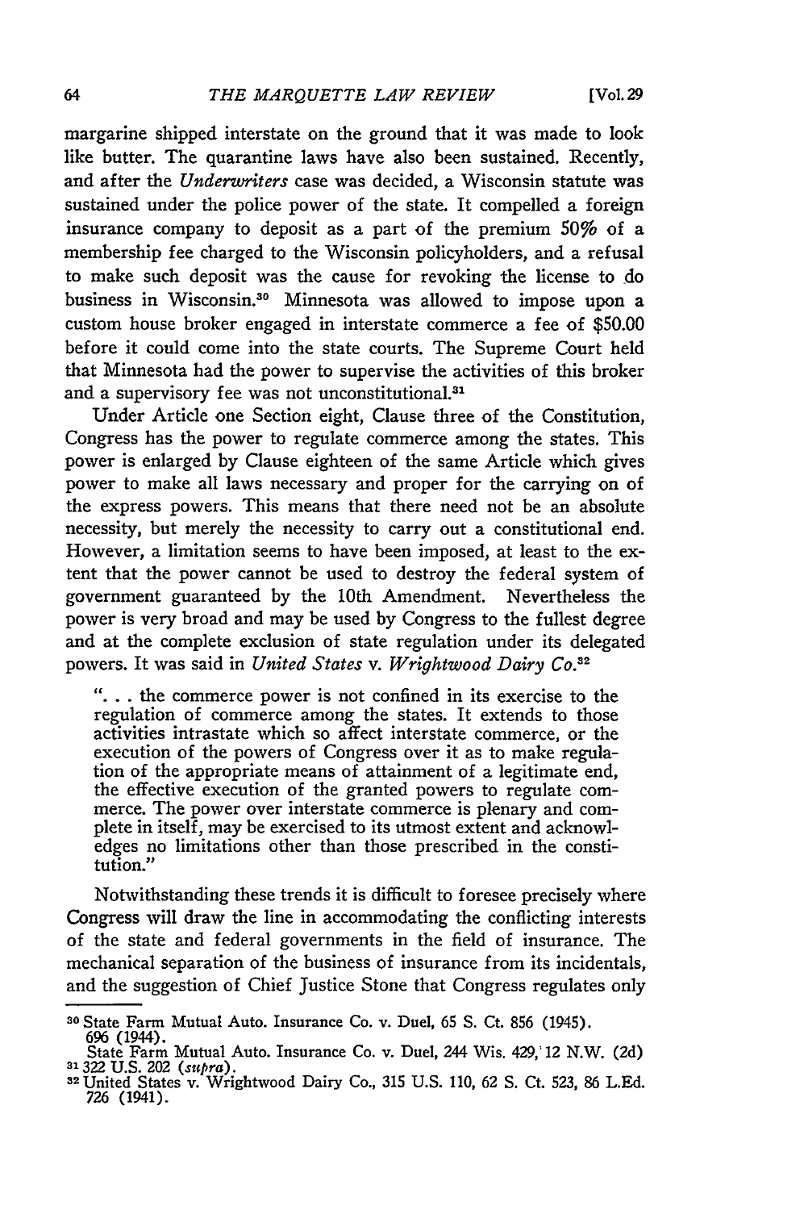margarine shipped interstate on the ground that it was made to look like butter. The quarantine laws have also been sustained. Recently, and after the *Underwriters* case was decided, a Wisconsin statute was sustained under the police power of the state. It compelled a foreign insurance company to deposit as a part of the premium 50% of a membership fee charged to the Wisconsin policyholders, and a refusal to make such deposit was the cause for revoking the license to do business in Wisconsin.[30] Minnesota was allowed to impose upon a custom house broker engaged in interstate commerce a fee of $50.00 before it could come into the state courts. The Supreme Court held that Minnesota had the power to supervise the activities of this broker and a supervisory fee was not unconstitutional.[31]

Under Article one Section eight, Clause three of the Constitution, Congress has the power to regulate commerce among the states. This power is enlarged by Clause eighteen of the same Article which gives power to make all laws necessary and proper for the carrying on of the express powers. This means that there need not be an absolute necessity, but merely the necessity to carry out a constitutional end. However, a limitation seems to have been imposed, at least to the extent that the power cannot be used to destroy the federal system of government guaranteed by the 10th Amendment. Nevertheless the power is very broad and may be used by Congress to the fullest degree and at the complete exclusion of state regulation under its delegated powers. It was said in *United States* v. *Wrightwood Dairy Co.*[32]

> ". . . the commerce power is not confined in its exercise to the regulation of commerce among the states. It extends to those activities intrastate which so affect interstate commerce, or the execution of the powers of Congress over it as to make regulation of the appropriate means of attainment of a legitimate end, the effective execution of the granted powers to regulate commerce. The power over interstate commerce is plenary and complete in itself, may be exercised to its utmost extent and acknowledges no limitations other than those prescribed in the constitution."

Notwithstanding these trends it is difficult to foresee precisely where Congress will draw the line in accommodating the conflicting interests of the state and federal governments in the field of insurance. The mechanical separation of the business of insurance from its incidentals, and the suggestion of Chief Justice Stone that Congress regulates only

---

[30] State Farm Mutual Auto. Insurance Co. v. Duel, 65 S. Ct. 856 (1945). 696 (1944). State Farm Mutual Auto. Insurance Co. v. Duel, 244 Wis. 429, 12 N.W. (2d)

[31] 322 U.S. 202 (*supra*).

[32] United States v. Wrightwood Dairy Co., 315 U.S. 110, 62 S. Ct. 523, 86 L.Ed. 726 (1941).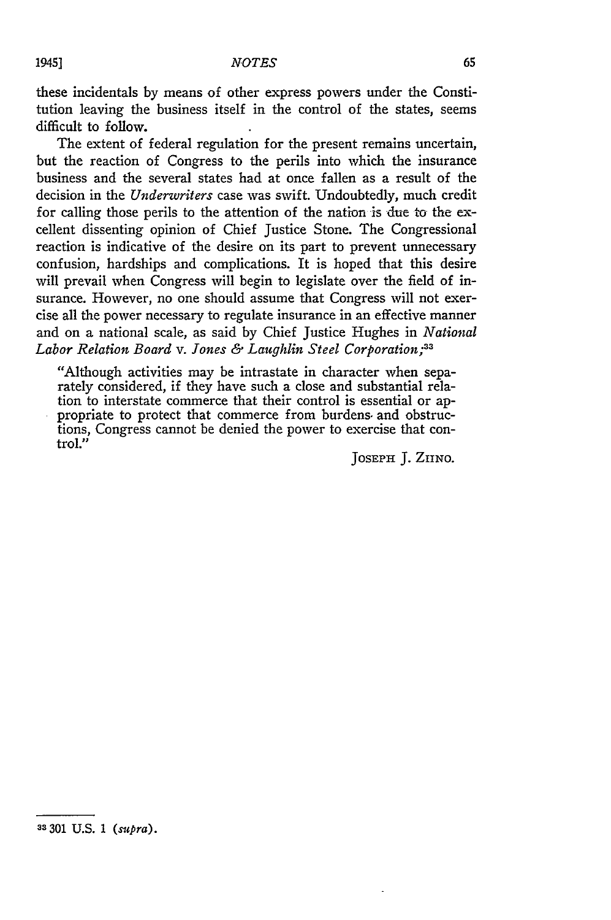these incidentals by means of other express powers under the Constitution leaving the business itself in the control of the states, seems difficult to follow.

The extent of federal regulation for the present remains uncertain, but the reaction of Congress to the perils into which the insurance business and the several states had at once fallen as a result of the decision in the *Underwriters* case was swift. Undoubtedly, much credit for calling those perils to the attention of the nation is due to the excellent dissenting opinion of Chief Justice Stone. The Congressional reaction is indicative of the desire on its part to prevent unnecessary confusion, hardships and complications. It is hoped that this desire will prevail when Congress will begin to legislate over the field of insurance. However, no one should assume that Congress will not exercise all the power necessary to regulate insurance in an effective manner and on a national scale, as said by Chief Justice Hughes in *National Labor Relation Board* v. *Jones & Laughlin Steel Corporation;*[33]

> "Although activities may be intrastate in character when separately considered, if they have such a close and substantial relation to interstate commerce that their control is essential or appropriate to protect that commerce from burdens and obstructions, Congress cannot be denied the power to exercise that control."

JOSEPH J. ZIINO.

---

[33] 301 U.S. 1 (*supra*).